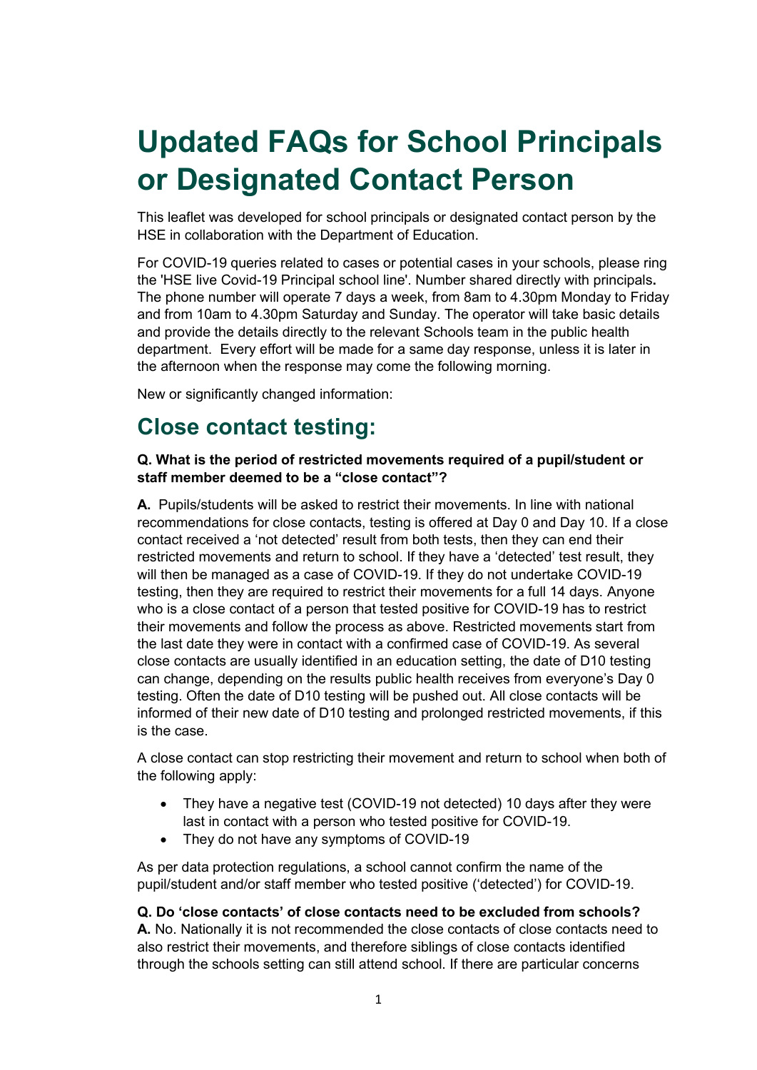# Updated FAQs for School Principals or Designated Contact Person

This leaflet was developed for school principals or designated contact person by the HSE in collaboration with the Department of Education.

For COVID-19 queries related to cases or potential cases in your schools, please ring the 'HSE live Covid-19 Principal school line'. Number shared directly with principals**.** The phone number will operate 7 days a week, from 8am to 4.30pm Monday to Friday and from 10am to 4.30pm Saturday and Sunday. The operator will take basic details and provide the details directly to the relevant Schools team in the public health department. Every effort will be made for a same day response, unless it is later in the afternoon when the response may come the following morning.

New or significantly changed information:

## Close contact testing:

**Q. What is the period of restricted movements required of a pupil/student or staff member deemed to be a "close contact"?**

**A.** Pupils/students will be asked to restrict their movements. In line with national recommendations for close contacts, testing is offered at Day 0 and Day 10. If a close contact received a 'not detected' result from both tests, then they can end their restricted movements and return to school. If they have a 'detected' test result, they will then be managed as a case of COVID-19. If they do not undertake COVID-19 testing, then they are required to restrict their movements for a full 14 days. Anyone who is a close contact of a person that tested positive for COVID-19 has to restrict their movements and follow the process as above. Restricted movements start from the last date they were in contact with a confirmed case of COVID-19. As several close contacts are usually identified in an education setting, the date of D10 testing can change, depending on the results public health receives from everyone's Day 0 testing. Often the date of D10 testing will be pushed out. All close contacts will be informed of their new date of D10 testing and prolonged restricted movements, if this is the case.

A close contact can stop restricting their movement and return to school when both of the following apply:

- They have a negative test (COVID-19 not detected) 10 days after they were last in contact with a person who tested positive for COVID-19.
- They do not have any symptoms of COVID-19

As per data protection regulations, a school cannot confirm the name of the pupil/student and/or staff member who tested positive ('detected') for COVID-19.

**Q. Do 'close contacts' of close contacts need to be excluded from schools?**
**A.** No. Nationally it is not recommended the close contacts of close contacts need to also restrict their movements, and therefore siblings of close contacts identified through the schools setting can still attend school. If there are particular concerns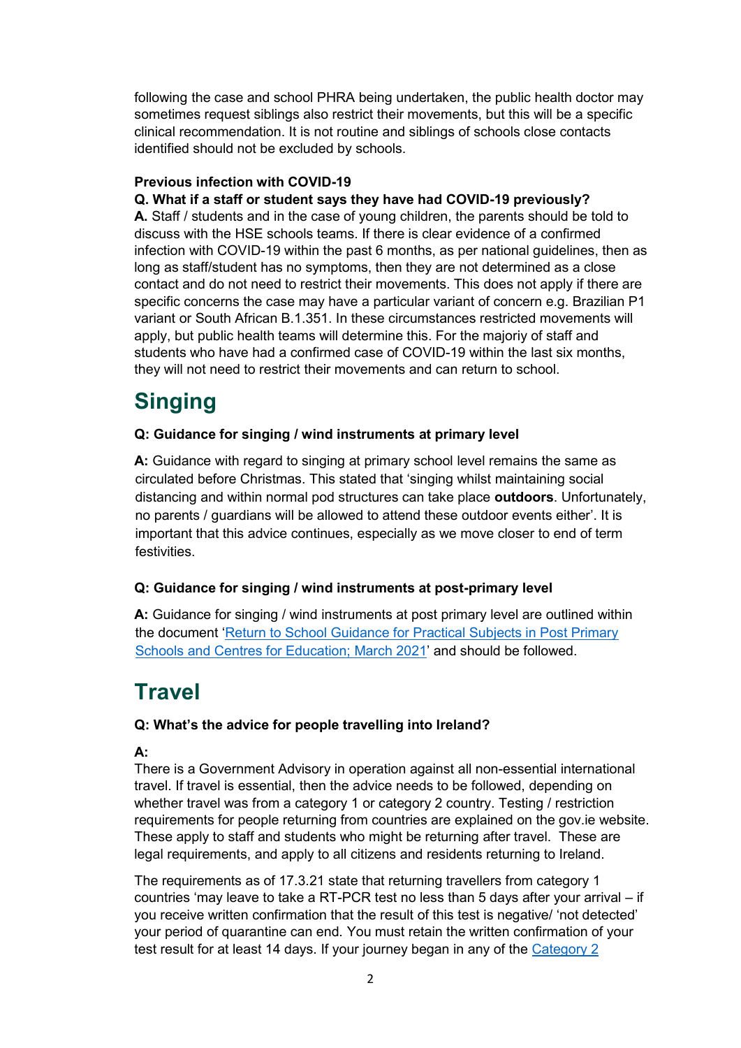following the case and school PHRA being undertaken, the public health doctor may sometimes request siblings also restrict their movements, but this will be a specific clinical recommendation. It is not routine and siblings of schools close contacts identified should not be excluded by schools.

**Previous infection with COVID-19**

**Q. What if a staff or student says they have had COVID-19 previously?**

**A.** Staff / students and in the case of young children, the parents should be told to discuss with the HSE schools teams. If there is clear evidence of a confirmed infection with COVID-19 within the past 6 months, as per national guidelines, then as long as staff/student has no symptoms, then they are not determined as a close contact and do not need to restrict their movements. This does not apply if there are specific concerns the case may have a particular variant of concern e.g. Brazilian P1 variant or South African B.1.351. In these circumstances restricted movements will apply, but public health teams will determine this. For the majoriy of staff and students who have had a confirmed case of COVID-19 within the last six months, they will not need to restrict their movements and can return to school.

# Singing

**Q: Guidance for singing / wind instruments at primary level**

**A:** Guidance with regard to singing at primary school level remains the same as circulated before Christmas. This stated that 'singing whilst maintaining social distancing and within normal pod structures can take place **outdoors**. Unfortunately, no parents / guardians will be allowed to attend these outdoor events either'. It is important that this advice continues, especially as we move closer to end of term festivities.

**Q: Guidance for singing / wind instruments at post-primary level**

**A:** Guidance for singing / wind instruments at post primary level are outlined within the document 'Return to School Guidance for Practical Subjects in Post Primary Schools and Centres for Education; March 2021' and should be followed.

# Travel

**Q: What's the advice for people travelling into Ireland?**

**A:**

There is a Government Advisory in operation against all non-essential international travel. If travel is essential, then the advice needs to be followed, depending on whether travel was from a category 1 or category 2 country. Testing / restriction requirements for people returning from countries are explained on the gov.ie website. These apply to staff and students who might be returning after travel. These are legal requirements, and apply to all citizens and residents returning to Ireland.

The requirements as of 17.3.21 state that returning travellers from category 1 countries 'may leave to take a RT-PCR test no less than 5 days after your arrival – if you receive written confirmation that the result of this test is negative/ 'not detected' your period of quarantine can end. You must retain the written confirmation of your test result for at least 14 days. If your journey began in any of the Category 2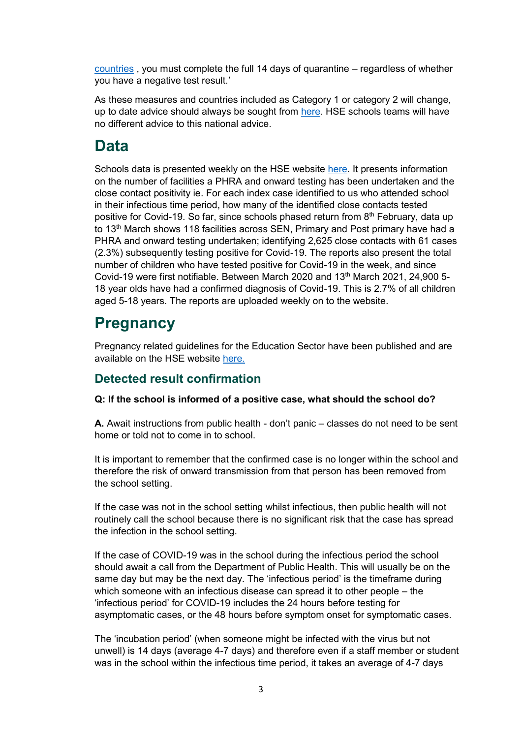countries , you must complete the full 14 days of quarantine – regardless of whether you have a negative test result.'

As these measures and countries included as Category 1 or category 2 will change, up to date advice should always be sought from here. HSE schools teams will have no different advice to this national advice.

# Data

Schools data is presented weekly on the HSE website here. It presents information on the number of facilities a PHRA and onward testing has been undertaken and the close contact positivity ie. For each index case identified to us who attended school in their infectious time period, how many of the identified close contacts tested positive for Covid-19. So far, since schools phased return from 8th February, data up to 13th March shows 118 facilities across SEN, Primary and Post primary have had a PHRA and onward testing undertaken; identifying 2,625 close contacts with 61 cases (2.3%) subsequently testing positive for Covid-19. The reports also present the total number of children who have tested positive for Covid-19 in the week, and since Covid-19 were first notifiable. Between March 2020 and 13th March 2021, 24,900 5-18 year olds have had a confirmed diagnosis of Covid-19. This is 2.7% of all children aged 5-18 years. The reports are uploaded weekly on to the website.

# Pregnancy

Pregnancy related guidelines for the Education Sector have been published and are available on the HSE website here.

## Detected result confirmation

**Q: If the school is informed of a positive case, what should the school do?**

**A.** Await instructions from public health - don't panic – classes do not need to be sent home or told not to come in to school.

It is important to remember that the confirmed case is no longer within the school and therefore the risk of onward transmission from that person has been removed from the school setting.

If the case was not in the school setting whilst infectious, then public health will not routinely call the school because there is no significant risk that the case has spread the infection in the school setting.

If the case of COVID-19 was in the school during the infectious period the school should await a call from the Department of Public Health. This will usually be on the same day but may be the next day. The 'infectious period' is the timeframe during which someone with an infectious disease can spread it to other people – the 'infectious period' for COVID-19 includes the 24 hours before testing for asymptomatic cases, or the 48 hours before symptom onset for symptomatic cases.

The 'incubation period' (when someone might be infected with the virus but not unwell) is 14 days (average 4-7 days) and therefore even if a staff member or student was in the school within the infectious time period, it takes an average of 4-7 days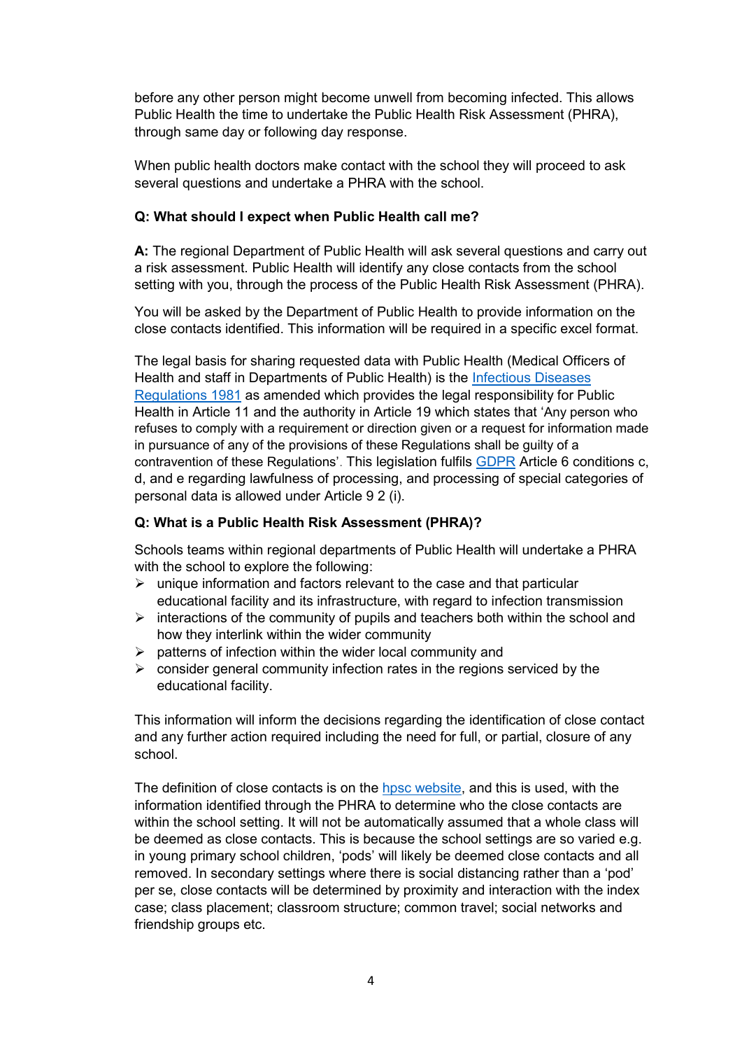before any other person might become unwell from becoming infected. This allows Public Health the time to undertake the Public Health Risk Assessment (PHRA), through same day or following day response.

When public health doctors make contact with the school they will proceed to ask several questions and undertake a PHRA with the school.

**Q: What should I expect when Public Health call me?**

**A:** The regional Department of Public Health will ask several questions and carry out a risk assessment. Public Health will identify any close contacts from the school setting with you, through the process of the Public Health Risk Assessment (PHRA).

You will be asked by the Department of Public Health to provide information on the close contacts identified. This information will be required in a specific excel format.

The legal basis for sharing requested data with Public Health (Medical Officers of Health and staff in Departments of Public Health) is the Infectious Diseases Regulations 1981 as amended which provides the legal responsibility for Public Health in Article 11 and the authority in Article 19 which states that 'Any person who refuses to comply with a requirement or direction given or a request for information made in pursuance of any of the provisions of these Regulations shall be guilty of a contravention of these Regulations'. This legislation fulfils GDPR Article 6 conditions c, d, and e regarding lawfulness of processing, and processing of special categories of personal data is allowed under Article 9 2 (i).

**Q: What is a Public Health Risk Assessment (PHRA)?**

Schools teams within regional departments of Public Health will undertake a PHRA with the school to explore the following:

- unique information and factors relevant to the case and that particular educational facility and its infrastructure, with regard to infection transmission
- interactions of the community of pupils and teachers both within the school and how they interlink within the wider community
- patterns of infection within the wider local community and
- consider general community infection rates in the regions serviced by the educational facility.

This information will inform the decisions regarding the identification of close contact and any further action required including the need for full, or partial, closure of any school.

The definition of close contacts is on the hpsc website, and this is used, with the information identified through the PHRA to determine who the close contacts are within the school setting. It will not be automatically assumed that a whole class will be deemed as close contacts. This is because the school settings are so varied e.g. in young primary school children, 'pods' will likely be deemed close contacts and all removed. In secondary settings where there is social distancing rather than a 'pod' per se, close contacts will be determined by proximity and interaction with the index case; class placement; classroom structure; common travel; social networks and friendship groups etc.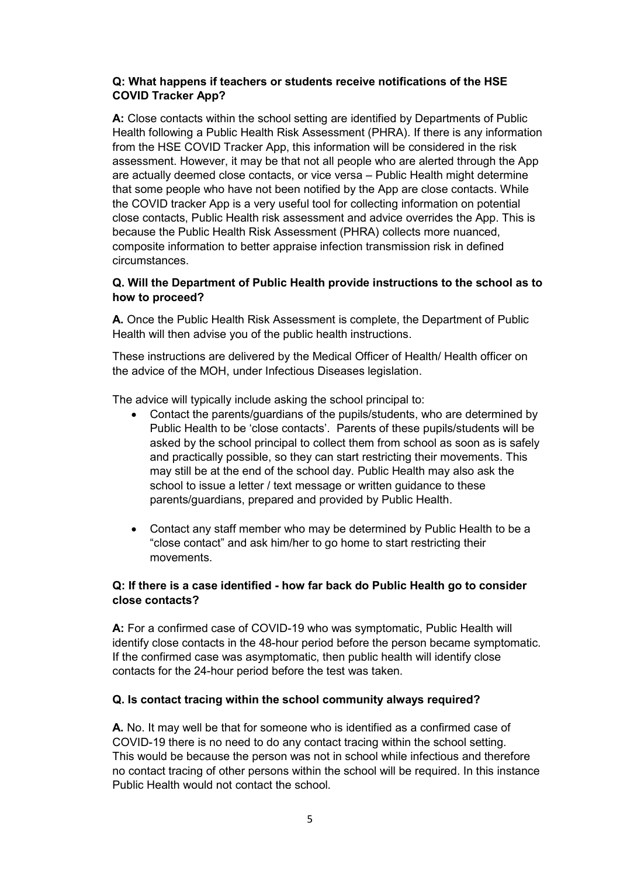**Q: What happens if teachers or students receive notifications of the HSE COVID Tracker App?**

**A:** Close contacts within the school setting are identified by Departments of Public Health following a Public Health Risk Assessment (PHRA). If there is any information from the HSE COVID Tracker App, this information will be considered in the risk assessment. However, it may be that not all people who are alerted through the App are actually deemed close contacts, or vice versa – Public Health might determine that some people who have not been notified by the App are close contacts. While the COVID tracker App is a very useful tool for collecting information on potential close contacts, Public Health risk assessment and advice overrides the App. This is because the Public Health Risk Assessment (PHRA) collects more nuanced, composite information to better appraise infection transmission risk in defined circumstances.

**Q. Will the Department of Public Health provide instructions to the school as to how to proceed?**

**A.** Once the Public Health Risk Assessment is complete, the Department of Public Health will then advise you of the public health instructions.

These instructions are delivered by the Medical Officer of Health/ Health officer on the advice of the MOH, under Infectious Diseases legislation.

The advice will typically include asking the school principal to:

- Contact the parents/guardians of the pupils/students, who are determined by Public Health to be 'close contacts'. Parents of these pupils/students will be asked by the school principal to collect them from school as soon as is safely and practically possible, so they can start restricting their movements. This may still be at the end of the school day. Public Health may also ask the school to issue a letter / text message or written guidance to these parents/guardians, prepared and provided by Public Health.

- Contact any staff member who may be determined by Public Health to be a "close contact" and ask him/her to go home to start restricting their movements.

**Q: If there is a case identified - how far back do Public Health go to consider close contacts?**

**A:** For a confirmed case of COVID-19 who was symptomatic, Public Health will identify close contacts in the 48-hour period before the person became symptomatic. If the confirmed case was asymptomatic, then public health will identify close contacts for the 24-hour period before the test was taken.

**Q. Is contact tracing within the school community always required?**

**A.** No. It may well be that for someone who is identified as a confirmed case of COVID-19 there is no need to do any contact tracing within the school setting. This would be because the person was not in school while infectious and therefore no contact tracing of other persons within the school will be required. In this instance Public Health would not contact the school.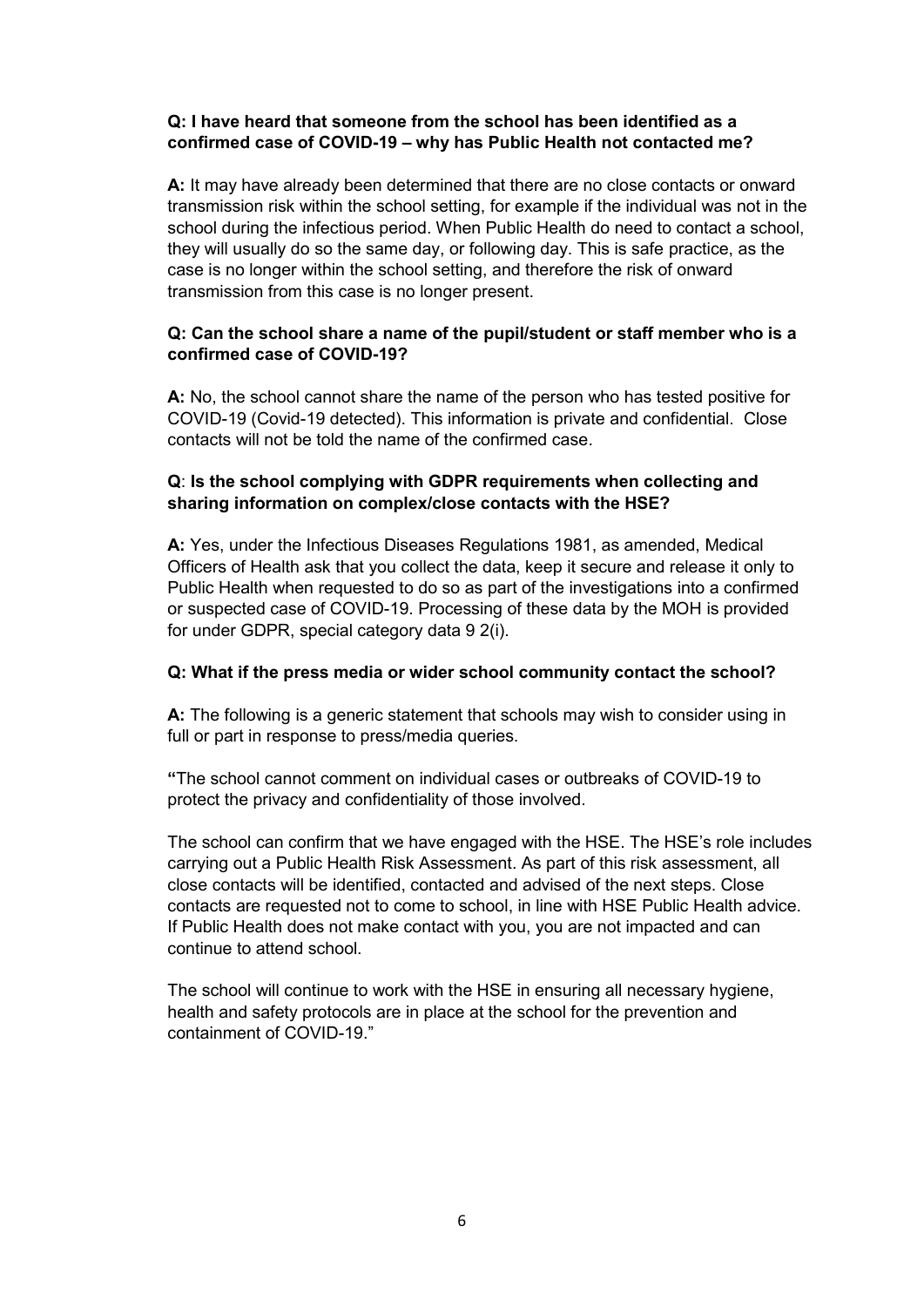**Q: I have heard that someone from the school has been identified as a confirmed case of COVID-19 – why has Public Health not contacted me?**

**A:** It may have already been determined that there are no close contacts or onward transmission risk within the school setting, for example if the individual was not in the school during the infectious period. When Public Health do need to contact a school, they will usually do so the same day, or following day. This is safe practice, as the case is no longer within the school setting, and therefore the risk of onward transmission from this case is no longer present.

**Q: Can the school share a name of the pupil/student or staff member who is a confirmed case of COVID-19?**

**A:** No, the school cannot share the name of the person who has tested positive for COVID-19 (Covid-19 detected). This information is private and confidential. Close contacts will not be told the name of the confirmed case.

**Q**: **Is the school complying with GDPR requirements when collecting and sharing information on complex/close contacts with the HSE?**

**A:** Yes, under the Infectious Diseases Regulations 1981, as amended, Medical Officers of Health ask that you collect the data, keep it secure and release it only to Public Health when requested to do so as part of the investigations into a confirmed or suspected case of COVID-19. Processing of these data by the MOH is provided for under GDPR, special category data 9 2(i).

**Q: What if the press media or wider school community contact the school?**

**A:** The following is a generic statement that schools may wish to consider using in full or part in response to press/media queries.

**"**The school cannot comment on individual cases or outbreaks of COVID-19 to protect the privacy and confidentiality of those involved.

The school can confirm that we have engaged with the HSE. The HSE's role includes carrying out a Public Health Risk Assessment. As part of this risk assessment, all close contacts will be identified, contacted and advised of the next steps. Close contacts are requested not to come to school, in line with HSE Public Health advice. If Public Health does not make contact with you, you are not impacted and can continue to attend school.

The school will continue to work with the HSE in ensuring all necessary hygiene, health and safety protocols are in place at the school for the prevention and containment of COVID-19."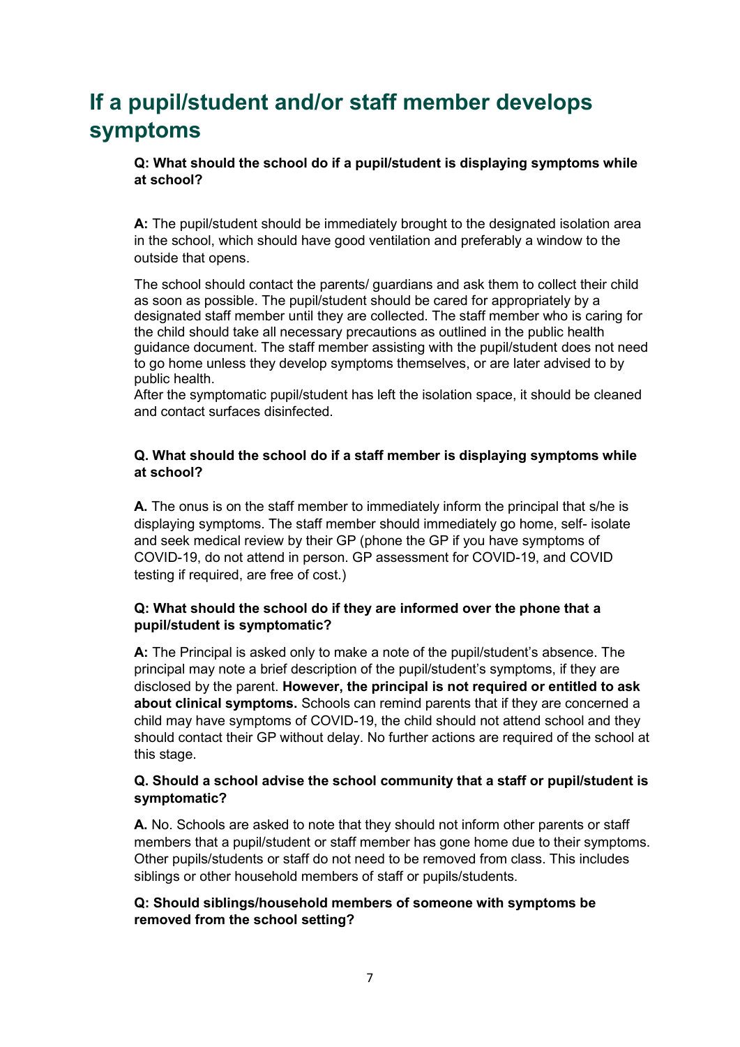# If a pupil/student and/or staff member develops symptoms

**Q: What should the school do if a pupil/student is displaying symptoms while at school?**

**A:** The pupil/student should be immediately brought to the designated isolation area in the school, which should have good ventilation and preferably a window to the outside that opens.

The school should contact the parents/ guardians and ask them to collect their child as soon as possible. The pupil/student should be cared for appropriately by a designated staff member until they are collected. The staff member who is caring for the child should take all necessary precautions as outlined in the public health guidance document. The staff member assisting with the pupil/student does not need to go home unless they develop symptoms themselves, or are later advised to by public health.
After the symptomatic pupil/student has left the isolation space, it should be cleaned and contact surfaces disinfected.

**Q. What should the school do if a staff member is displaying symptoms while at school?**

**A.** The onus is on the staff member to immediately inform the principal that s/he is displaying symptoms. The staff member should immediately go home, self- isolate and seek medical review by their GP (phone the GP if you have symptoms of COVID-19, do not attend in person. GP assessment for COVID-19, and COVID testing if required, are free of cost.)

**Q: What should the school do if they are informed over the phone that a pupil/student is symptomatic?**

**A:** The Principal is asked only to make a note of the pupil/student's absence. The principal may note a brief description of the pupil/student's symptoms, if they are disclosed by the parent. **However, the principal is not required or entitled to ask about clinical symptoms.** Schools can remind parents that if they are concerned a child may have symptoms of COVID-19, the child should not attend school and they should contact their GP without delay. No further actions are required of the school at this stage.

**Q. Should a school advise the school community that a staff or pupil/student is symptomatic?**

**A.** No. Schools are asked to note that they should not inform other parents or staff members that a pupil/student or staff member has gone home due to their symptoms. Other pupils/students or staff do not need to be removed from class. This includes siblings or other household members of staff or pupils/students.

**Q: Should siblings/household members of someone with symptoms be removed from the school setting?**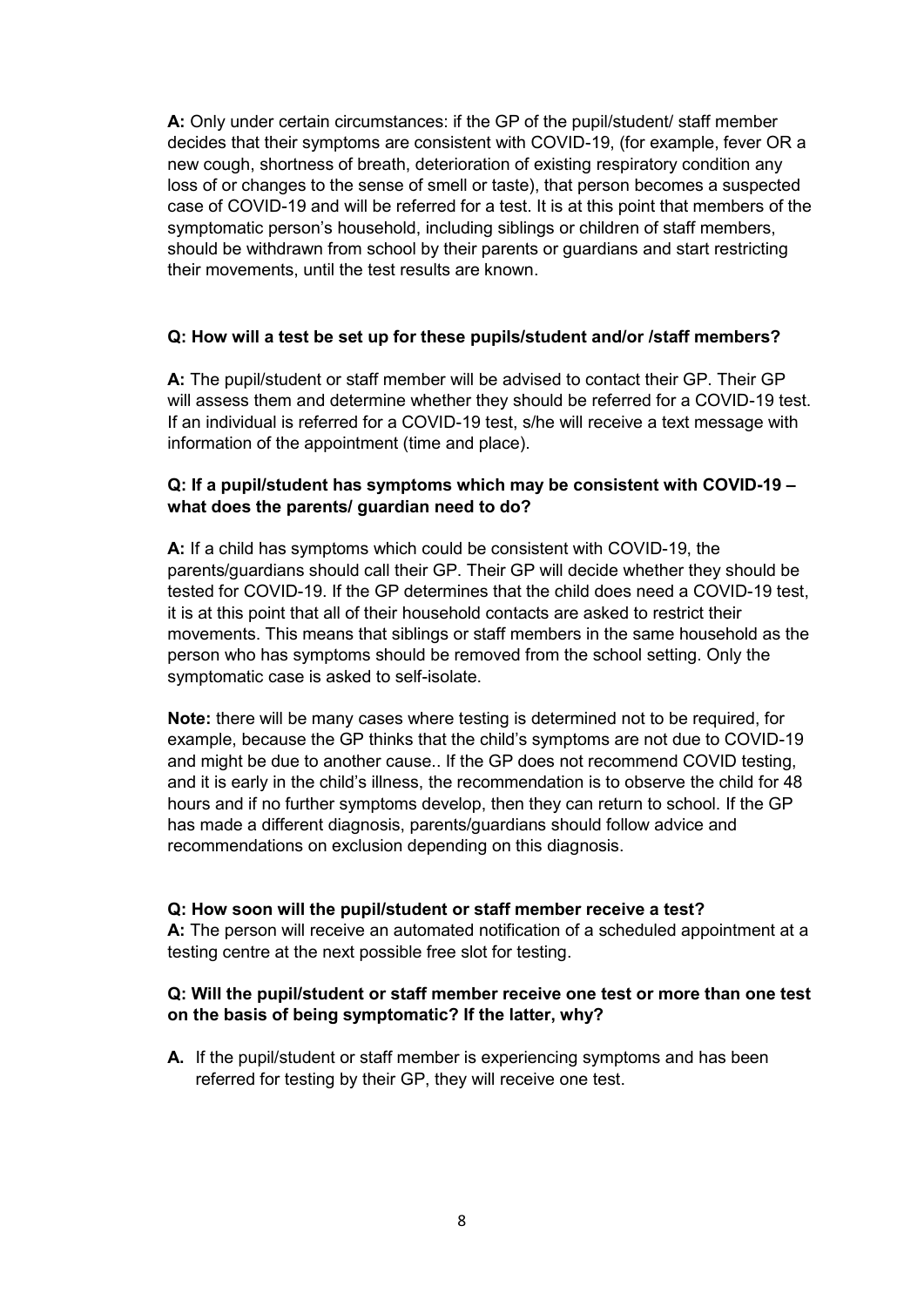**A:** Only under certain circumstances: if the GP of the pupil/student/ staff member decides that their symptoms are consistent with COVID-19, (for example, fever OR a new cough, shortness of breath, deterioration of existing respiratory condition any loss of or changes to the sense of smell or taste), that person becomes a suspected case of COVID-19 and will be referred for a test. It is at this point that members of the symptomatic person's household, including siblings or children of staff members, should be withdrawn from school by their parents or guardians and start restricting their movements, until the test results are known.

**Q: How will a test be set up for these pupils/student and/or /staff members?**

**A:** The pupil/student or staff member will be advised to contact their GP. Their GP will assess them and determine whether they should be referred for a COVID-19 test. If an individual is referred for a COVID-19 test, s/he will receive a text message with information of the appointment (time and place).

**Q: If a pupil/student has symptoms which may be consistent with COVID-19 – what does the parents/ guardian need to do?**

**A:** If a child has symptoms which could be consistent with COVID-19, the parents/guardians should call their GP. Their GP will decide whether they should be tested for COVID-19. If the GP determines that the child does need a COVID-19 test, it is at this point that all of their household contacts are asked to restrict their movements. This means that siblings or staff members in the same household as the person who has symptoms should be removed from the school setting. Only the symptomatic case is asked to self-isolate.

**Note:** there will be many cases where testing is determined not to be required, for example, because the GP thinks that the child's symptoms are not due to COVID-19 and might be due to another cause.. If the GP does not recommend COVID testing, and it is early in the child's illness, the recommendation is to observe the child for 48 hours and if no further symptoms develop, then they can return to school. If the GP has made a different diagnosis, parents/guardians should follow advice and recommendations on exclusion depending on this diagnosis.

**Q: How soon will the pupil/student or staff member receive a test?**
**A:** The person will receive an automated notification of a scheduled appointment at a testing centre at the next possible free slot for testing.

**Q: Will the pupil/student or staff member receive one test or more than one test on the basis of being symptomatic? If the latter, why?**

**A.** If the pupil/student or staff member is experiencing symptoms and has been referred for testing by their GP, they will receive one test.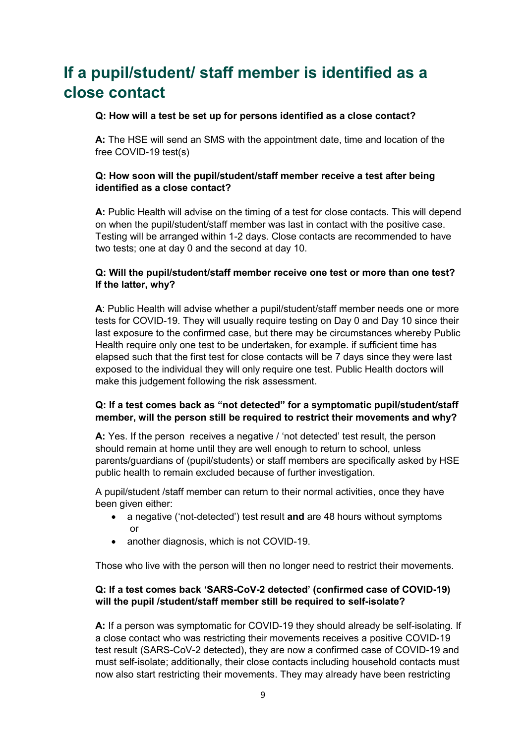## If a pupil/student/ staff member is identified as a close contact

**Q: How will a test be set up for persons identified as a close contact?**

**A:** The HSE will send an SMS with the appointment date, time and location of the free COVID-19 test(s)

**Q: How soon will the pupil/student/staff member receive a test after being identified as a close contact?**

**A:** Public Health will advise on the timing of a test for close contacts. This will depend on when the pupil/student/staff member was last in contact with the positive case. Testing will be arranged within 1-2 days. Close contacts are recommended to have two tests; one at day 0 and the second at day 10.

**Q: Will the pupil/student/staff member receive one test or more than one test? If the latter, why?**

**A**: Public Health will advise whether a pupil/student/staff member needs one or more tests for COVID-19. They will usually require testing on Day 0 and Day 10 since their last exposure to the confirmed case, but there may be circumstances whereby Public Health require only one test to be undertaken, for example. if sufficient time has elapsed such that the first test for close contacts will be 7 days since they were last exposed to the individual they will only require one test. Public Health doctors will make this judgement following the risk assessment.

**Q: If a test comes back as "not detected" for a symptomatic pupil/student/staff member, will the person still be required to restrict their movements and why?**

**A:** Yes. If the person receives a negative / 'not detected' test result, the person should remain at home until they are well enough to return to school, unless parents/guardians of (pupil/students) or staff members are specifically asked by HSE public health to remain excluded because of further investigation.

A pupil/student /staff member can return to their normal activities, once they have been given either:

- a negative ('not-detected') test result **and** are 48 hours without symptoms or
- another diagnosis, which is not COVID-19.

Those who live with the person will then no longer need to restrict their movements.

**Q: If a test comes back 'SARS-CoV-2 detected' (confirmed case of COVID-19) will the pupil /student/staff member still be required to self-isolate?**

**A:** If a person was symptomatic for COVID-19 they should already be self-isolating. If a close contact who was restricting their movements receives a positive COVID-19 test result (SARS-CoV-2 detected), they are now a confirmed case of COVID-19 and must self-isolate; additionally, their close contacts including household contacts must now also start restricting their movements. They may already have been restricting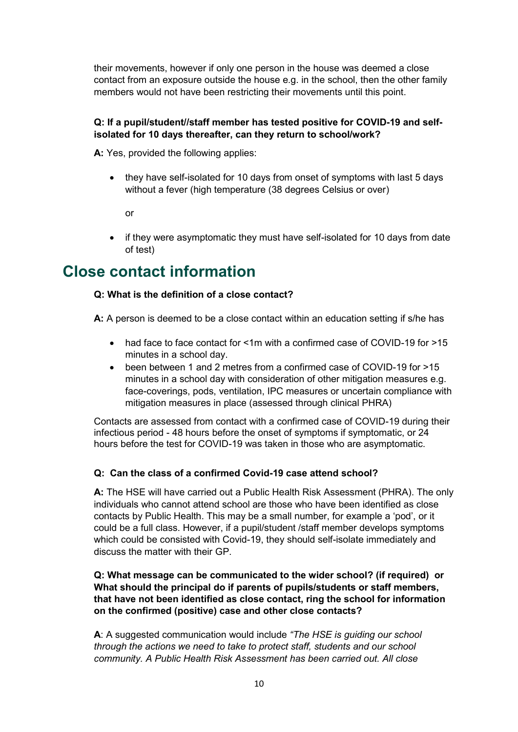their movements, however if only one person in the house was deemed a close contact from an exposure outside the house e.g. in the school, then the other family members would not have been restricting their movements until this point.

**Q: If a pupil/student//staff member has tested positive for COVID-19 and self-isolated for 10 days thereafter, can they return to school/work?**

**A:** Yes, provided the following applies:

- they have self-isolated for 10 days from onset of symptoms with last 5 days without a fever (high temperature (38 degrees Celsius or over)

  or

- if they were asymptomatic they must have self-isolated for 10 days from date of test)

## Close contact information

**Q: What is the definition of a close contact?**

**A:** A person is deemed to be a close contact within an education setting if s/he has

- had face to face contact for <1m with a confirmed case of COVID-19 for >15 minutes in a school day.
- been between 1 and 2 metres from a confirmed case of COVID-19 for >15 minutes in a school day with consideration of other mitigation measures e.g. face-coverings, pods, ventilation, IPC measures or uncertain compliance with mitigation measures in place (assessed through clinical PHRA)

Contacts are assessed from contact with a confirmed case of COVID-19 during their infectious period - 48 hours before the onset of symptoms if symptomatic, or 24 hours before the test for COVID-19 was taken in those who are asymptomatic.

**Q: Can the class of a confirmed Covid-19 case attend school?**

**A:** The HSE will have carried out a Public Health Risk Assessment (PHRA). The only individuals who cannot attend school are those who have been identified as close contacts by Public Health. This may be a small number, for example a 'pod', or it could be a full class. However, if a pupil/student /staff member develops symptoms which could be consisted with Covid-19, they should self-isolate immediately and discuss the matter with their GP.

**Q: What message can be communicated to the wider school? (if required) or What should the principal do if parents of pupils/students or staff members, that have not been identified as close contact, ring the school for information on the confirmed (positive) case and other close contacts?**

**A**: A suggested communication would include *"The HSE is guiding our school through the actions we need to take to protect staff, students and our school community. A Public Health Risk Assessment has been carried out. All close*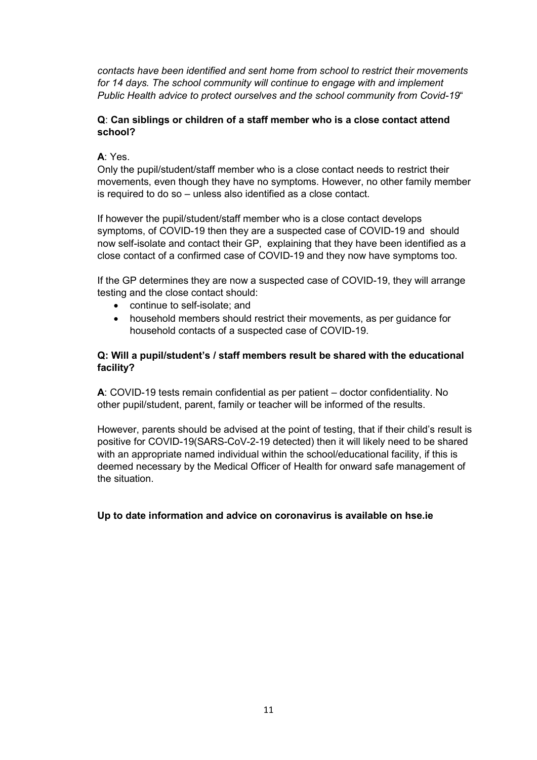*contacts have been identified and sent home from school to restrict their movements for 14 days. The school community will continue to engage with and implement Public Health advice to protect ourselves and the school community from Covid-19*"

**Q**: **Can siblings or children of a staff member who is a close contact attend school?**

**A**: Yes.
Only the pupil/student/staff member who is a close contact needs to restrict their movements, even though they have no symptoms. However, no other family member is required to do so – unless also identified as a close contact.

If however the pupil/student/staff member who is a close contact develops symptoms, of COVID-19 then they are a suspected case of COVID-19 and should now self-isolate and contact their GP, explaining that they have been identified as a close contact of a confirmed case of COVID-19 and they now have symptoms too.

If the GP determines they are now a suspected case of COVID-19, they will arrange testing and the close contact should:

- continue to self-isolate; and
- household members should restrict their movements, as per guidance for household contacts of a suspected case of COVID-19.

**Q: Will a pupil/student's / staff members result be shared with the educational facility?**

**A**: COVID-19 tests remain confidential as per patient – doctor confidentiality. No other pupil/student, parent, family or teacher will be informed of the results.

However, parents should be advised at the point of testing, that if their child's result is positive for COVID-19(SARS-CoV-2-19 detected) then it will likely need to be shared with an appropriate named individual within the school/educational facility, if this is deemed necessary by the Medical Officer of Health for onward safe management of the situation.

**Up to date information and advice on coronavirus is available on hse.ie**